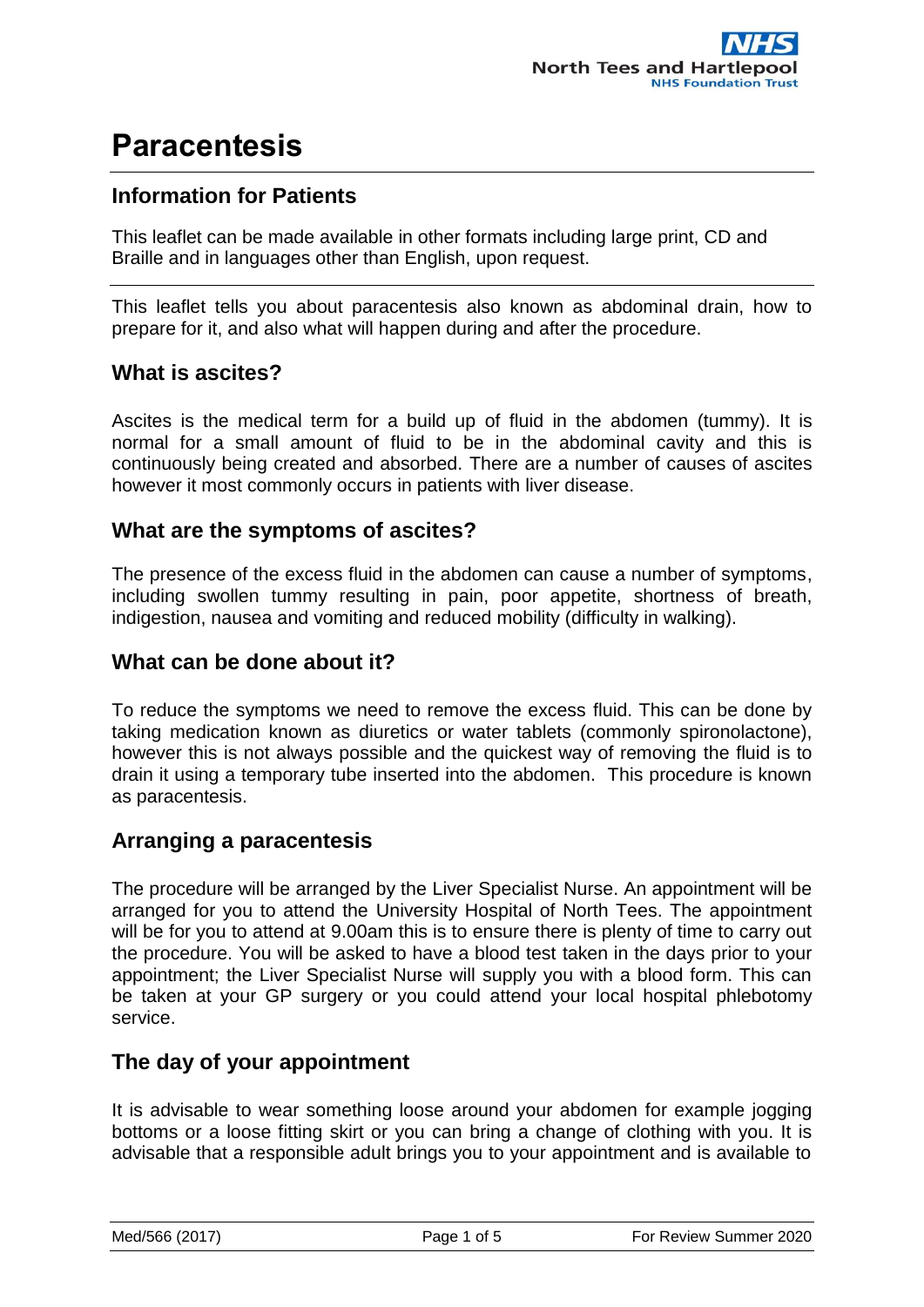# Paracentesis

## Information for Patients

This leaflet can be made available in other formats including large print, CD and Braille and in languages other than English, upon request.

This leaflet tells you about paracentesis also known as abdominal drain, how to prepare for it, and also what will happen during and after the procedure.

## What is ascites?

Ascites is the medical term for a build up of fluid in the abdomen (tummy). It is normal for a small amount of fluid to be in the abdominal cavity and this is continuously being created and absorbed. There are a number of causes of ascites however it most commonly occurs in patients with liver disease.

## What are the symptoms of ascites?

The presence of the excess fluid in the abdomen can cause a number of symptoms, including swollen tummy resulting in pain, poor appetite, shortness of breath, indigestion, nausea and vomiting and reduced mobility (difficulty in walking).

## What can be done about it?

To reduce the symptoms we need to remove the excess fluid. This can be done by taking medication known as diuretics or water tablets (commonly spironolactone), however this is not always possible and the quickest way of removing the fluid is to drain it using a temporary tube inserted into the abdomen. This procedure is known as paracentesis.

## Arranging a paracentesis

The procedure will be arranged by the Liver Specialist Nurse. An appointment will be arranged for you to attend the University Hospital of North Tees. The appointment will be for you to attend at 9.00am this is to ensure there is plenty of time to carry out the procedure. You will be asked to have a blood test taken in the days prior to your appointment; the Liver Specialist Nurse will supply you with a blood form. This can be taken at your GP surgery or you could attend your local hospital phlebotomy service.

## The day of your appointment

It is advisable to wear something loose around your abdomen for example jogging bottoms or a loose fitting skirt or you can bring a change of clothing with you. It is advisable that a responsible adult brings you to your appointment and is available to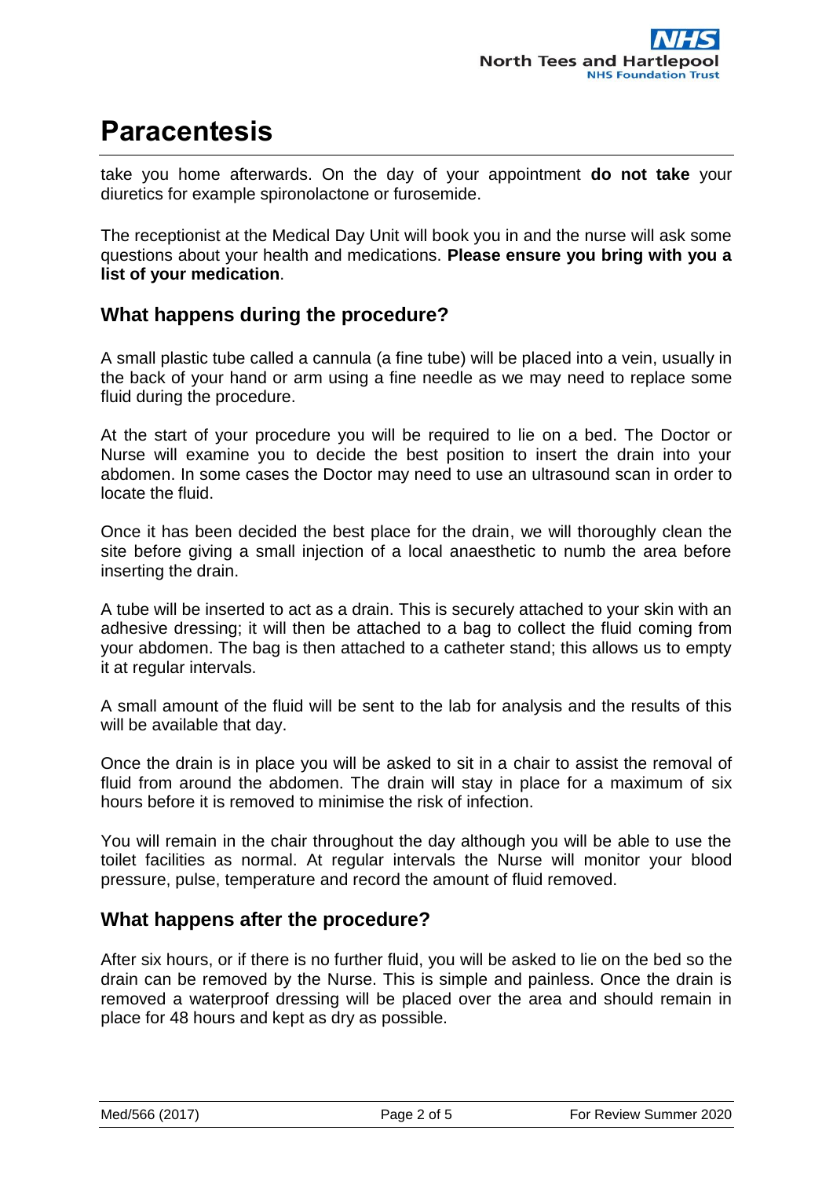take you home afterwards. On the day of your appointment **do not take** your diuretics for example spironolactone or furosemide.

The receptionist at the Medical Day Unit will book you in and the nurse will ask some questions about your health and medications. **Please ensure you bring with you a list of your medication**.

## What happens during the procedure?

A small plastic tube called a cannula (a fine tube) will be placed into a vein, usually in the back of your hand or arm using a fine needle as we may need to replace some fluid during the procedure.

At the start of your procedure you will be required to lie on a bed. The Doctor or Nurse will examine you to decide the best position to insert the drain into your abdomen. In some cases the Doctor may need to use an ultrasound scan in order to locate the fluid.

Once it has been decided the best place for the drain, we will thoroughly clean the site before giving a small injection of a local anaesthetic to numb the area before inserting the drain.

A tube will be inserted to act as a drain. This is securely attached to your skin with an adhesive dressing; it will then be attached to a bag to collect the fluid coming from your abdomen. The bag is then attached to a catheter stand; this allows us to empty it at regular intervals.

A small amount of the fluid will be sent to the lab for analysis and the results of this will be available that day.

Once the drain is in place you will be asked to sit in a chair to assist the removal of fluid from around the abdomen. The drain will stay in place for a maximum of six hours before it is removed to minimise the risk of infection.

You will remain in the chair throughout the day although you will be able to use the toilet facilities as normal. At regular intervals the Nurse will monitor your blood pressure, pulse, temperature and record the amount of fluid removed.

## What happens after the procedure?

After six hours, or if there is no further fluid, you will be asked to lie on the bed so the drain can be removed by the Nurse. This is simple and painless. Once the drain is removed a waterproof dressing will be placed over the area and should remain in place for 48 hours and kept as dry as possible.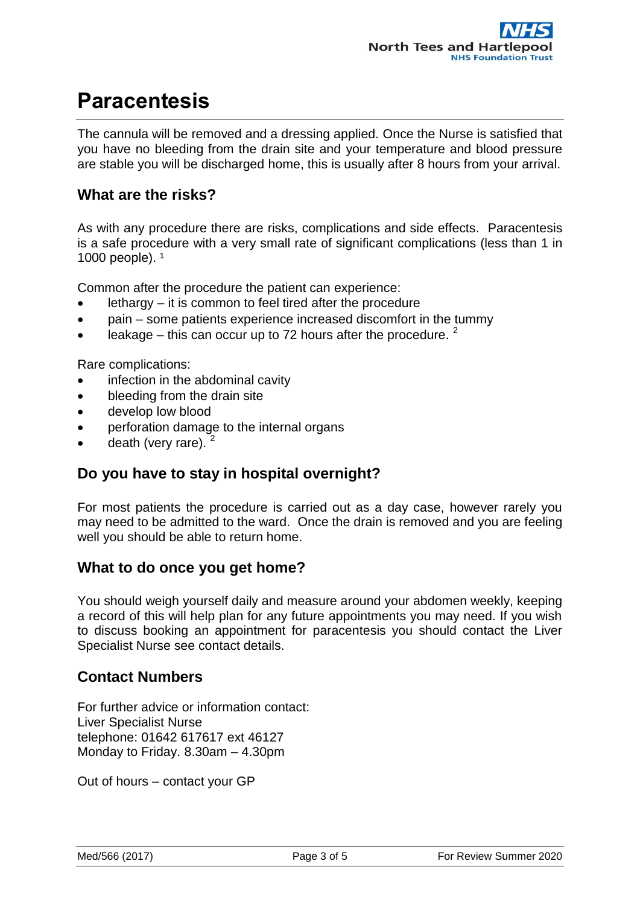# Paracentesis

The cannula will be removed and a dressing applied. Once the Nurse is satisfied that you have no bleeding from the drain site and your temperature and blood pressure are stable you will be discharged home, this is usually after 8 hours from your arrival.

## What are the risks?

As with any procedure there are risks, complications and side effects. Paracentesis is a safe procedure with a very small rate of significant complications (less than 1 in 1000 people). [1]

Common after the procedure the patient can experience:

- lethargy – it is common to feel tired after the procedure
- pain – some patients experience increased discomfort in the tummy
- leakage – this can occur up to 72 hours after the procedure. [2]

Rare complications:

- infection in the abdominal cavity
- bleeding from the drain site
- develop low blood
- perforation damage to the internal organs
- death (very rare). [2]

## Do you have to stay in hospital overnight?

For most patients the procedure is carried out as a day case, however rarely you may need to be admitted to the ward. Once the drain is removed and you are feeling well you should be able to return home.

## What to do once you get home?

You should weigh yourself daily and measure around your abdomen weekly, keeping a record of this will help plan for any future appointments you may need. If you wish to discuss booking an appointment for paracentesis you should contact the Liver Specialist Nurse see contact details.

## Contact Numbers

For further advice or information contact:
Liver Specialist Nurse
telephone: 01642 617617 ext 46127
Monday to Friday. 8.30am – 4.30pm

Out of hours – contact your GP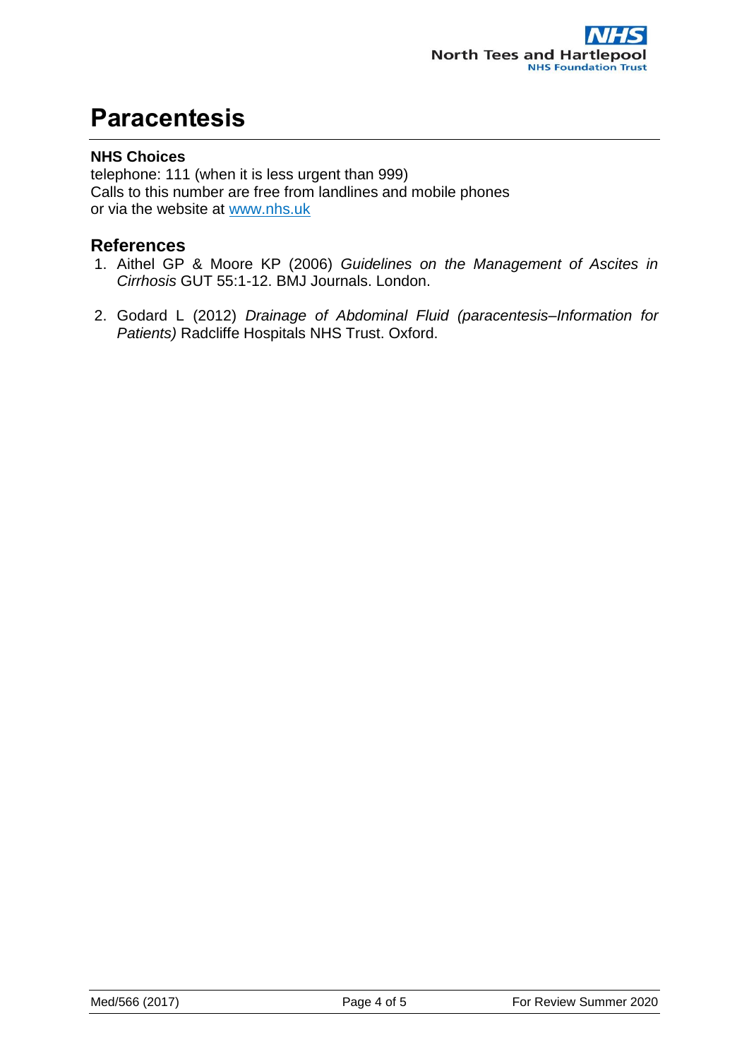# Paracentesis

**NHS Choices**
telephone: 111 (when it is less urgent than 999)
Calls to this number are free from landlines and mobile phones
or via the website at [www.nhs.uk](http://www.nhs.uk)

## References

1. Aithel GP & Moore KP (2006) *Guidelines on the Management of Ascites in Cirrhosis* GUT 55:1-12. BMJ Journals. London.

2. Godard L (2012) *Drainage of Abdominal Fluid (paracentesis–Information for Patients)* Radcliffe Hospitals NHS Trust. Oxford.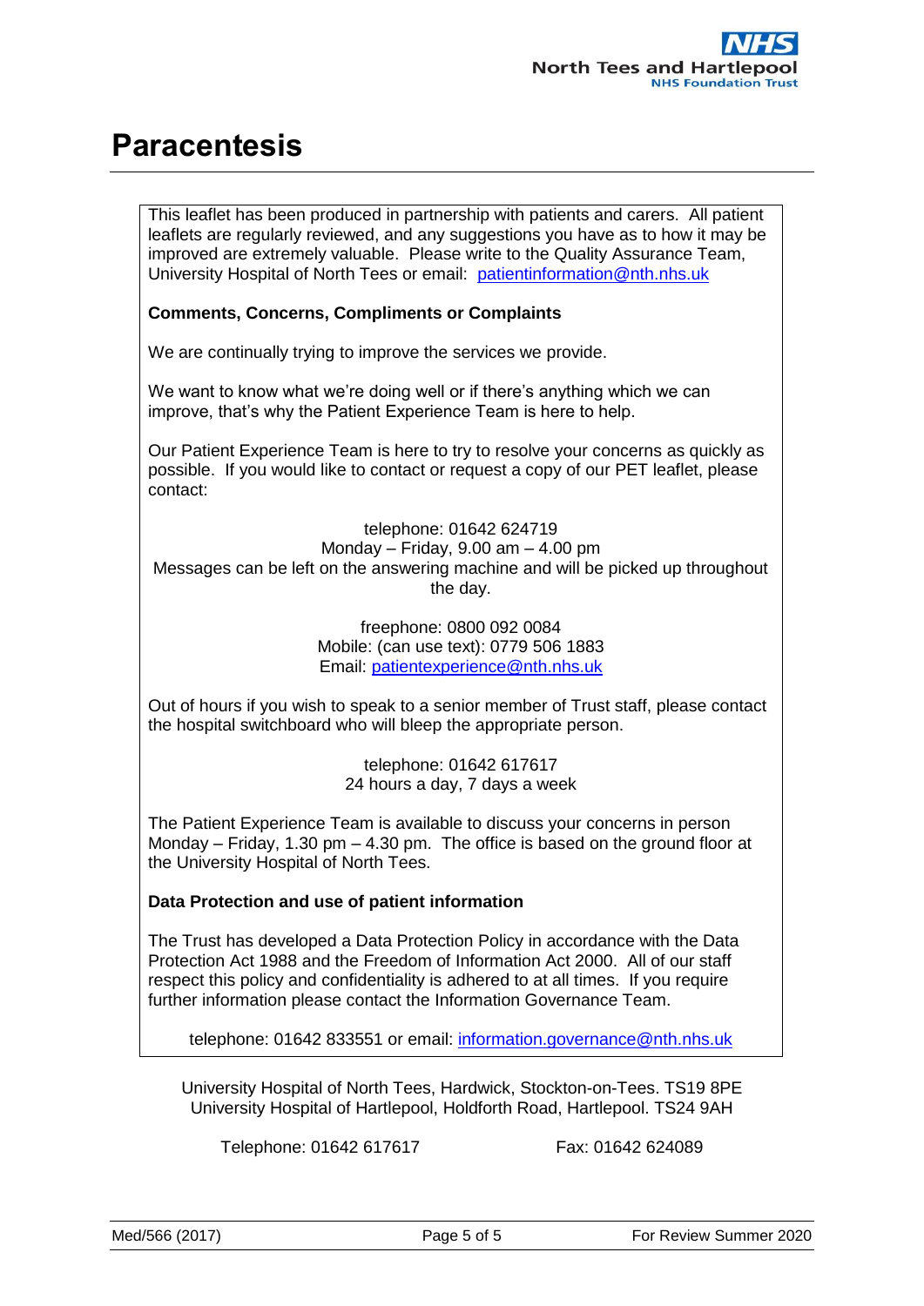# Paracentesis

This leaflet has been produced in partnership with patients and carers. All patient leaflets are regularly reviewed, and any suggestions you have as to how it may be improved are extremely valuable. Please write to the Quality Assurance Team, University Hospital of North Tees or email: patientinformation@nth.nhs.uk

**Comments, Concerns, Compliments or Complaints**

We are continually trying to improve the services we provide.

We want to know what we're doing well or if there's anything which we can improve, that's why the Patient Experience Team is here to help.

Our Patient Experience Team is here to try to resolve your concerns as quickly as possible. If you would like to contact or request a copy of our PET leaflet, please contact:

telephone: 01642 624719
Monday – Friday, 9.00 am – 4.00 pm
Messages can be left on the answering machine and will be picked up throughout the day.

freephone: 0800 092 0084
Mobile: (can use text): 0779 506 1883
Email: patientexperience@nth.nhs.uk

Out of hours if you wish to speak to a senior member of Trust staff, please contact the hospital switchboard who will bleep the appropriate person.

telephone: 01642 617617
24 hours a day, 7 days a week

The Patient Experience Team is available to discuss your concerns in person Monday – Friday, 1.30 pm – 4.30 pm. The office is based on the ground floor at the University Hospital of North Tees.

**Data Protection and use of patient information**

The Trust has developed a Data Protection Policy in accordance with the Data Protection Act 1988 and the Freedom of Information Act 2000. All of our staff respect this policy and confidentiality is adhered to at all times. If you require further information please contact the Information Governance Team.

telephone: 01642 833551 or email: information.governance@nth.nhs.uk

University Hospital of North Tees, Hardwick, Stockton-on-Tees. TS19 8PE
University Hospital of Hartlepool, Holdforth Road, Hartlepool. TS24 9AH

Telephone: 01642 617617 Fax: 01642 624089

Med/566 (2017) For Review Summer 2020